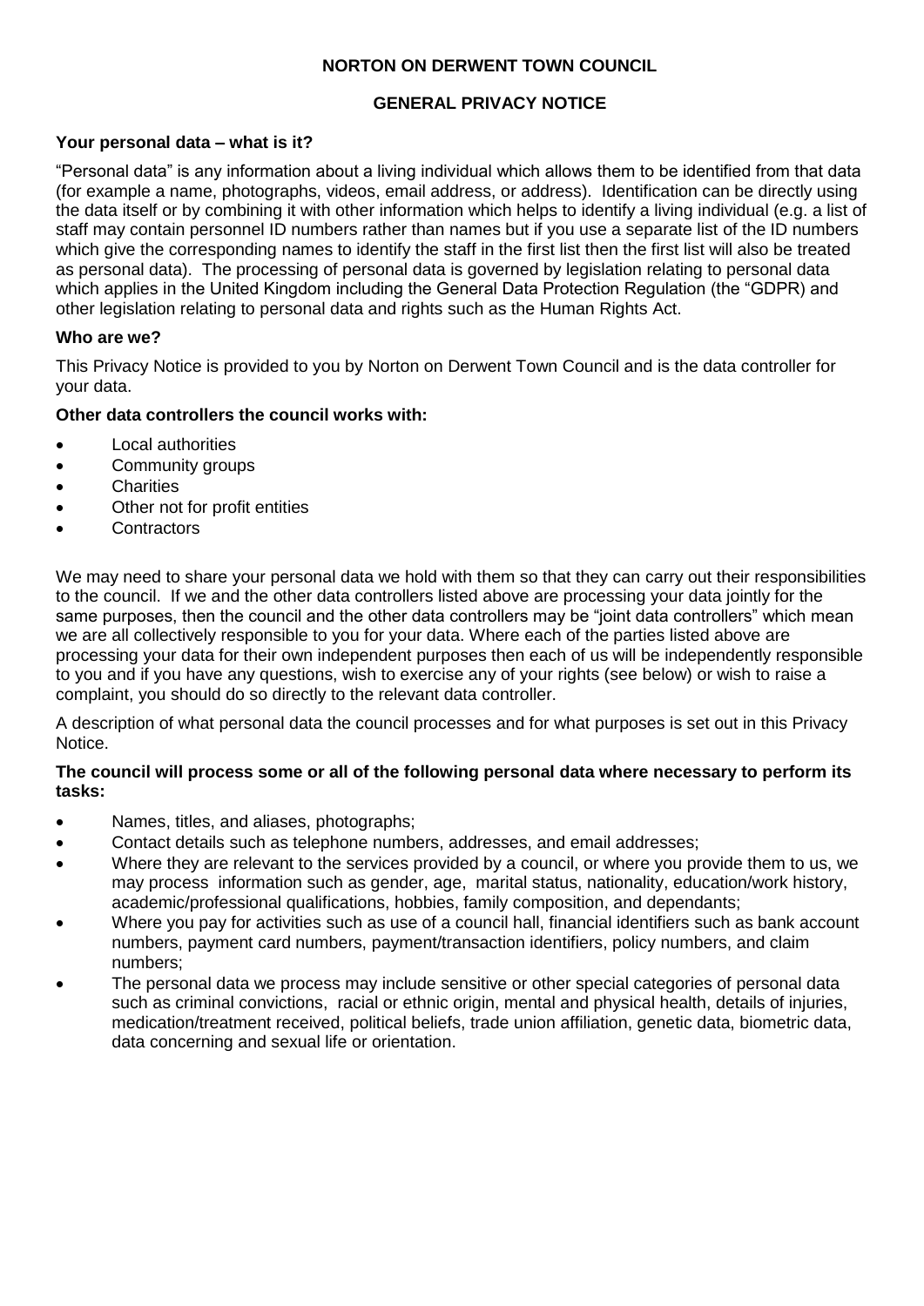# NORTON ON DERWENT TOWN COUNCIL

## GENERAL PRIVACY NOTICE

### Your personal data – what is it?

"Personal data" is any information about a living individual which allows them to be identified from that data (for example a name, photographs, videos, email address, or address). Identification can be directly using the data itself or by combining it with other information which helps to identify a living individual (e.g. a list of staff may contain personnel ID numbers rather than names but if you use a separate list of the ID numbers which give the corresponding names to identify the staff in the first list then the first list will also be treated as personal data). The processing of personal data is governed by legislation relating to personal data which applies in the United Kingdom including the General Data Protection Regulation (the "GDPR) and other legislation relating to personal data and rights such as the Human Rights Act.

### Who are we?

This Privacy Notice is provided to you by Norton on Derwent Town Council and is the data controller for your data.

### Other data controllers the council works with:

- Local authorities
- Community groups
- Charities
- Other not for profit entities
- Contractors

We may need to share your personal data we hold with them so that they can carry out their responsibilities to the council. If we and the other data controllers listed above are processing your data jointly for the same purposes, then the council and the other data controllers may be "joint data controllers" which mean we are all collectively responsible to you for your data. Where each of the parties listed above are processing your data for their own independent purposes then each of us will be independently responsible to you and if you have any questions, wish to exercise any of your rights (see below) or wish to raise a complaint, you should do so directly to the relevant data controller.

A description of what personal data the council processes and for what purposes is set out in this Privacy Notice.

### The council will process some or all of the following personal data where necessary to perform its tasks:

- Names, titles, and aliases, photographs;
- Contact details such as telephone numbers, addresses, and email addresses;
- Where they are relevant to the services provided by a council, or where you provide them to us, we may process information such as gender, age, marital status, nationality, education/work history, academic/professional qualifications, hobbies, family composition, and dependants;
- Where you pay for activities such as use of a council hall, financial identifiers such as bank account numbers, payment card numbers, payment/transaction identifiers, policy numbers, and claim numbers;
- The personal data we process may include sensitive or other special categories of personal data such as criminal convictions, racial or ethnic origin, mental and physical health, details of injuries, medication/treatment received, political beliefs, trade union affiliation, genetic data, biometric data, data concerning and sexual life or orientation.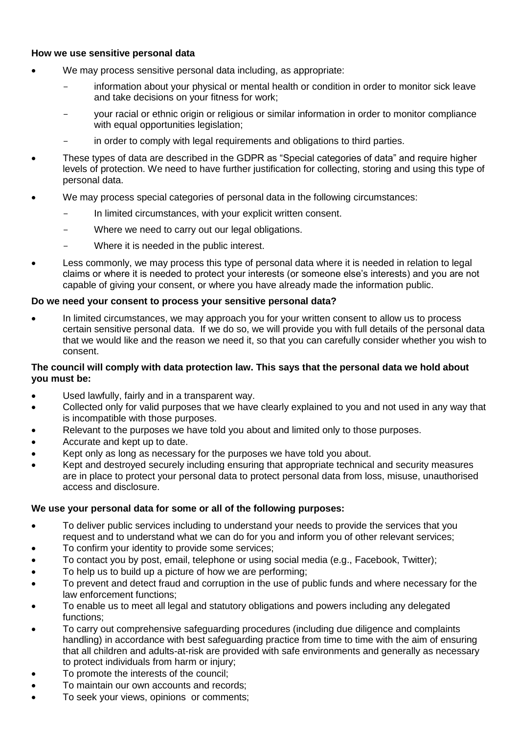**How we use sensitive personal data**

- We may process sensitive personal data including, as appropriate:
  - information about your physical or mental health or condition in order to monitor sick leave and take decisions on your fitness for work;
  - your racial or ethnic origin or religious or similar information in order to monitor compliance with equal opportunities legislation;
  - in order to comply with legal requirements and obligations to third parties.
- These types of data are described in the GDPR as "Special categories of data" and require higher levels of protection. We need to have further justification for collecting, storing and using this type of personal data.
- We may process special categories of personal data in the following circumstances:
  - In limited circumstances, with your explicit written consent.
  - Where we need to carry out our legal obligations.
  - Where it is needed in the public interest.
- Less commonly, we may process this type of personal data where it is needed in relation to legal claims or where it is needed to protect your interests (or someone else's interests) and you are not capable of giving your consent, or where you have already made the information public.

**Do we need your consent to process your sensitive personal data?**

- In limited circumstances, we may approach you for your written consent to allow us to process certain sensitive personal data. If we do so, we will provide you with full details of the personal data that we would like and the reason we need it, so that you can carefully consider whether you wish to consent.

**The council will comply with data protection law. This says that the personal data we hold about you must be:**

- Used lawfully, fairly and in a transparent way.
- Collected only for valid purposes that we have clearly explained to you and not used in any way that is incompatible with those purposes.
- Relevant to the purposes we have told you about and limited only to those purposes.
- Accurate and kept up to date.
- Kept only as long as necessary for the purposes we have told you about.
- Kept and destroyed securely including ensuring that appropriate technical and security measures are in place to protect your personal data to protect personal data from loss, misuse, unauthorised access and disclosure.

**We use your personal data for some or all of the following purposes:**

- To deliver public services including to understand your needs to provide the services that you request and to understand what we can do for you and inform you of other relevant services;
- To confirm your identity to provide some services;
- To contact you by post, email, telephone or using social media (e.g., Facebook, Twitter);
- To help us to build up a picture of how we are performing;
- To prevent and detect fraud and corruption in the use of public funds and where necessary for the law enforcement functions;
- To enable us to meet all legal and statutory obligations and powers including any delegated functions;
- To carry out comprehensive safeguarding procedures (including due diligence and complaints handling) in accordance with best safeguarding practice from time to time with the aim of ensuring that all children and adults-at-risk are provided with safe environments and generally as necessary to protect individuals from harm or injury;
- To promote the interests of the council;
- To maintain our own accounts and records;
- To seek your views, opinions or comments;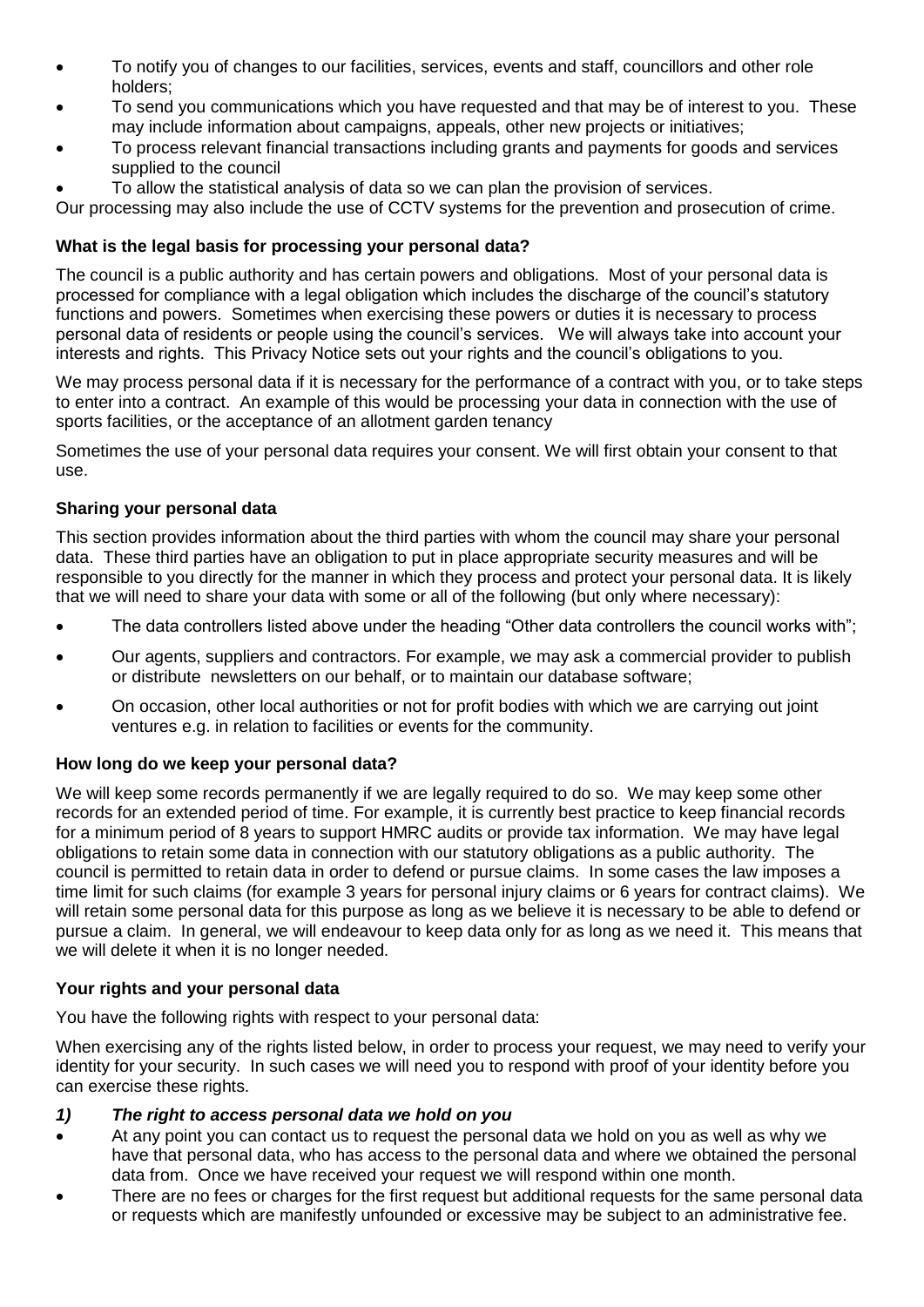- To notify you of changes to our facilities, services, events and staff, councillors and other role holders;
- To send you communications which you have requested and that may be of interest to you. These may include information about campaigns, appeals, other new projects or initiatives;
- To process relevant financial transactions including grants and payments for goods and services supplied to the council
- To allow the statistical analysis of data so we can plan the provision of services.

Our processing may also include the use of CCTV systems for the prevention and prosecution of crime.

**What is the legal basis for processing your personal data?**

The council is a public authority and has certain powers and obligations. Most of your personal data is processed for compliance with a legal obligation which includes the discharge of the council's statutory functions and powers. Sometimes when exercising these powers or duties it is necessary to process personal data of residents or people using the council's services. We will always take into account your interests and rights. This Privacy Notice sets out your rights and the council's obligations to you.

We may process personal data if it is necessary for the performance of a contract with you, or to take steps to enter into a contract. An example of this would be processing your data in connection with the use of sports facilities, or the acceptance of an allotment garden tenancy

Sometimes the use of your personal data requires your consent. We will first obtain your consent to that use.

**Sharing your personal data**

This section provides information about the third parties with whom the council may share your personal data. These third parties have an obligation to put in place appropriate security measures and will be responsible to you directly for the manner in which they process and protect your personal data. It is likely that we will need to share your data with some or all of the following (but only where necessary):

- The data controllers listed above under the heading "Other data controllers the council works with";
- Our agents, suppliers and contractors. For example, we may ask a commercial provider to publish or distribute newsletters on our behalf, or to maintain our database software;
- On occasion, other local authorities or not for profit bodies with which we are carrying out joint ventures e.g. in relation to facilities or events for the community.

**How long do we keep your personal data?**

We will keep some records permanently if we are legally required to do so. We may keep some other records for an extended period of time. For example, it is currently best practice to keep financial records for a minimum period of 8 years to support HMRC audits or provide tax information. We may have legal obligations to retain some data in connection with our statutory obligations as a public authority. The council is permitted to retain data in order to defend or pursue claims. In some cases the law imposes a time limit for such claims (for example 3 years for personal injury claims or 6 years for contract claims). We will retain some personal data for this purpose as long as we believe it is necessary to be able to defend or pursue a claim. In general, we will endeavour to keep data only for as long as we need it. This means that we will delete it when it is no longer needed.

**Your rights and your personal data**

You have the following rights with respect to your personal data:

When exercising any of the rights listed below, in order to process your request, we may need to verify your identity for your security. In such cases we will need you to respond with proof of your identity before you can exercise these rights.

***1) The right to access personal data we hold on you***

- At any point you can contact us to request the personal data we hold on you as well as why we have that personal data, who has access to the personal data and where we obtained the personal data from. Once we have received your request we will respond within one month.
- There are no fees or charges for the first request but additional requests for the same personal data or requests which are manifestly unfounded or excessive may be subject to an administrative fee.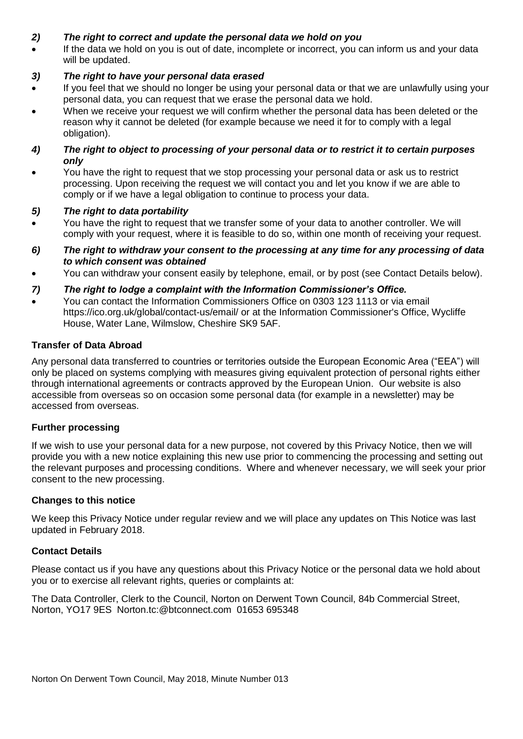*2) The right to correct and update the personal data we hold on you*

- If the data we hold on you is out of date, incomplete or incorrect, you can inform us and your data will be updated.

*3) The right to have your personal data erased*

- If you feel that we should no longer be using your personal data or that we are unlawfully using your personal data, you can request that we erase the personal data we hold.
- When we receive your request we will confirm whether the personal data has been deleted or the reason why it cannot be deleted (for example because we need it for to comply with a legal obligation).

*4) The right to object to processing of your personal data or to restrict it to certain purposes only*

- You have the right to request that we stop processing your personal data or ask us to restrict processing. Upon receiving the request we will contact you and let you know if we are able to comply or if we have a legal obligation to continue to process your data.

*5) The right to data portability*

- You have the right to request that we transfer some of your data to another controller. We will comply with your request, where it is feasible to do so, within one month of receiving your request.

*6) The right to withdraw your consent to the processing at any time for any processing of data to which consent was obtained*

- You can withdraw your consent easily by telephone, email, or by post (see Contact Details below).

*7) The right to lodge a complaint with the Information Commissioner's Office.*

- You can contact the Information Commissioners Office on 0303 123 1113 or via email https://ico.org.uk/global/contact-us/email/ or at the Information Commissioner's Office, Wycliffe House, Water Lane, Wilmslow, Cheshire SK9 5AF.

**Transfer of Data Abroad**

Any personal data transferred to countries or territories outside the European Economic Area ("EEA") will only be placed on systems complying with measures giving equivalent protection of personal rights either through international agreements or contracts approved by the European Union. Our website is also accessible from overseas so on occasion some personal data (for example in a newsletter) may be accessed from overseas.

**Further processing**

If we wish to use your personal data for a new purpose, not covered by this Privacy Notice, then we will provide you with a new notice explaining this new use prior to commencing the processing and setting out the relevant purposes and processing conditions. Where and whenever necessary, we will seek your prior consent to the new processing.

**Changes to this notice**

We keep this Privacy Notice under regular review and we will place any updates on This Notice was last updated in February 2018.

**Contact Details**

Please contact us if you have any questions about this Privacy Notice or the personal data we hold about you or to exercise all relevant rights, queries or complaints at:

The Data Controller, Clerk to the Council, Norton on Derwent Town Council, 84b Commercial Street, Norton, YO17 9ES Norton.tc:@btconnect.com 01653 695348

Norton On Derwent Town Council, May 2018, Minute Number 013